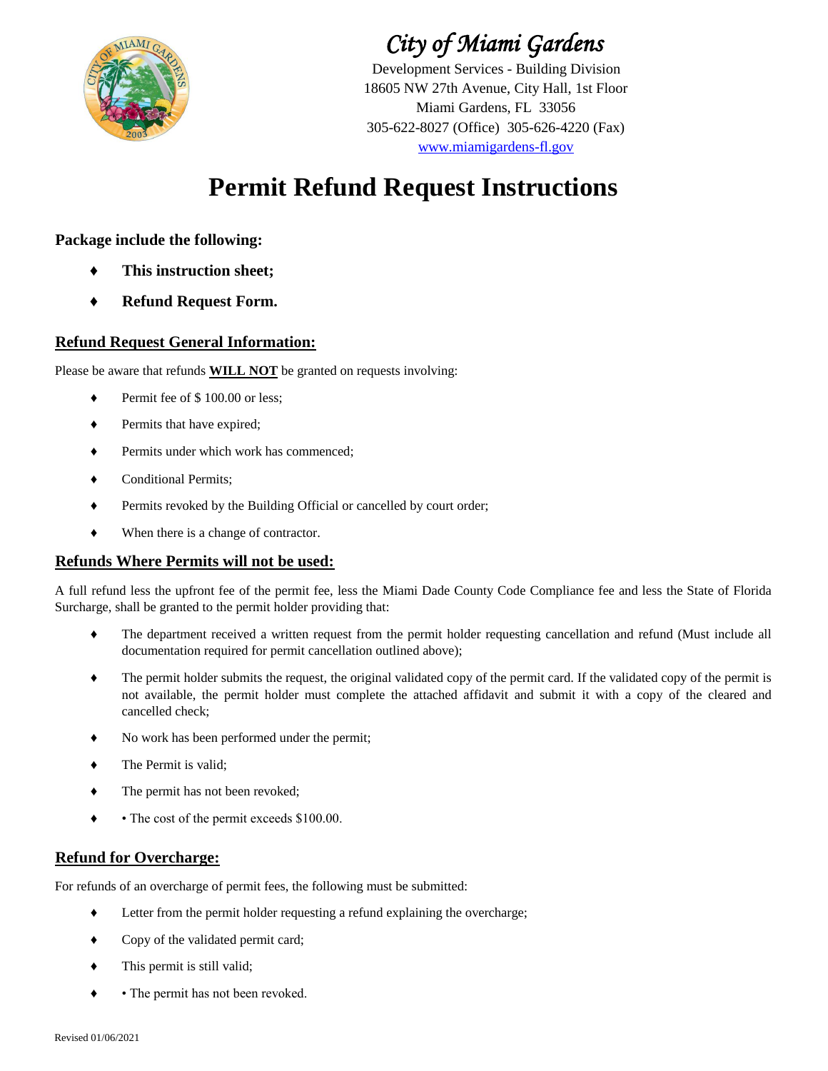# City of Miami Gardens

Development Services - Building Division
18605 NW 27th Avenue, City Hall, 1st Floor
Miami Gardens, FL 33056
305-622-8027 (Office) 305-626-4220 (Fax)
www.miamigardens-fl.gov

# Permit Refund Request Instructions

**Package include the following:**

- **This instruction sheet;**
- **Refund Request Form.**

## Refund Request General Information:

Please be aware that refunds **WILL NOT** be granted on requests involving:

- Permit fee of $ 100.00 or less;
- Permits that have expired;
- Permits under which work has commenced;
- Conditional Permits;
- Permits revoked by the Building Official or cancelled by court order;
- When there is a change of contractor.

## Refunds Where Permits will not be used:

A full refund less the upfront fee of the permit fee, less the Miami Dade County Code Compliance fee and less the State of Florida Surcharge, shall be granted to the permit holder providing that:

- The department received a written request from the permit holder requesting cancellation and refund (Must include all documentation required for permit cancellation outlined above);
- The permit holder submits the request, the original validated copy of the permit card. If the validated copy of the permit is not available, the permit holder must complete the attached affidavit and submit it with a copy of the cleared and cancelled check;
- No work has been performed under the permit;
- The Permit is valid;
- The permit has not been revoked;
- • The cost of the permit exceeds $100.00.

## Refund for Overcharge:

For refunds of an overcharge of permit fees, the following must be submitted:

- Letter from the permit holder requesting a refund explaining the overcharge;
- Copy of the validated permit card;
- This permit is still valid;
- • The permit has not been revoked.

Revised 01/06/2021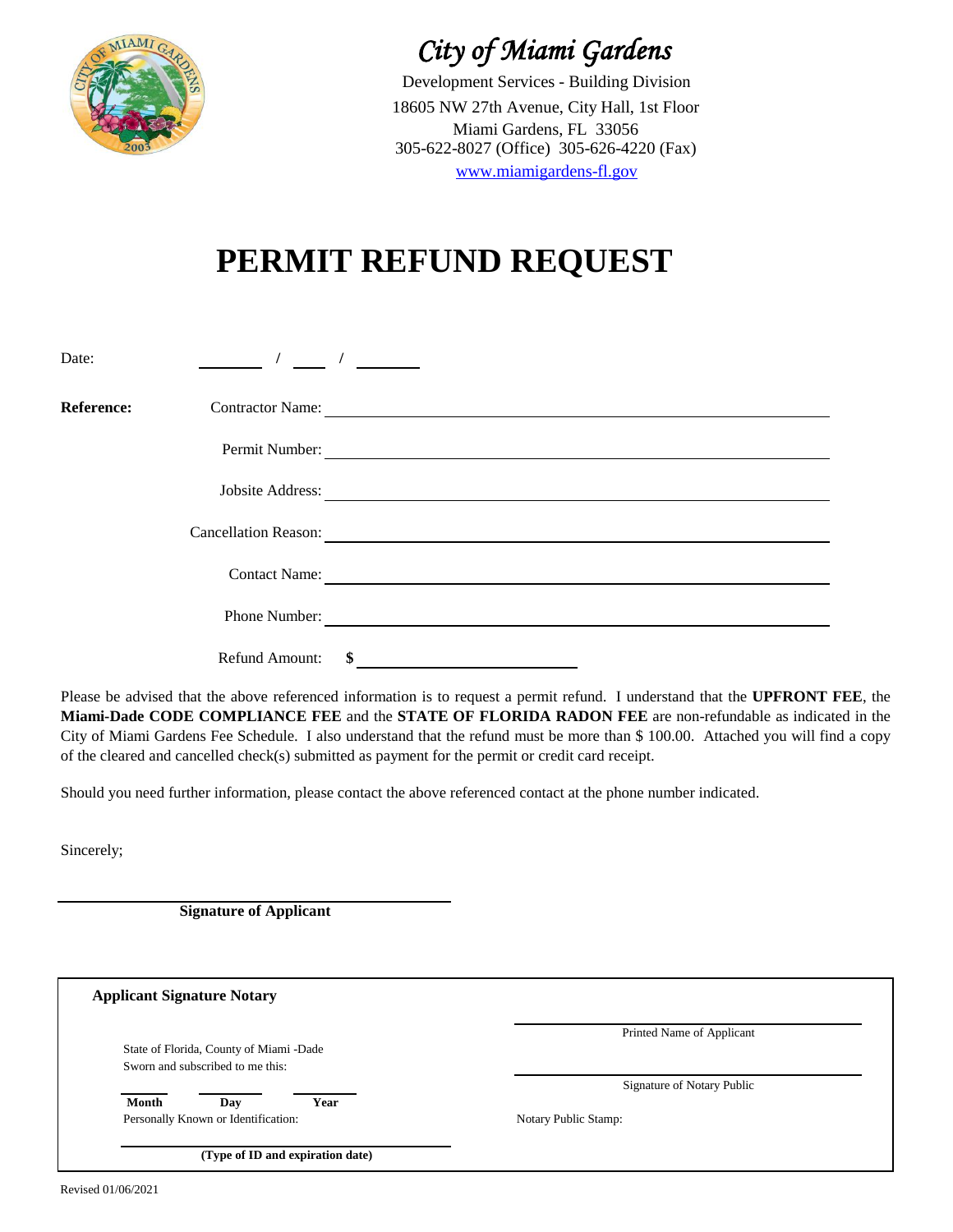# City of Miami Gardens

Development Services - Building Division
18605 NW 27th Avenue, City Hall, 1st Floor
Miami Gardens, FL 33056
305-622-8027 (Office) 305-626-4220 (Fax)
www.miamigardens-fl.gov

# PERMIT REFUND REQUEST

Date: ________ / ____ / ________

**Reference:**

Contractor Name: ______________________________

Permit Number: ______________________________

Jobsite Address: ______________________________

Cancellation Reason: ______________________________

Contact Name: ______________________________

Phone Number: ______________________________

Refund Amount: **$** ______________

Please be advised that the above referenced information is to request a permit refund. I understand that the **UPFRONT FEE**, the **Miami-Dade CODE COMPLIANCE FEE** and the **STATE OF FLORIDA RADON FEE** are non-refundable as indicated in the City of Miami Gardens Fee Schedule. I also understand that the refund must be more than $ 100.00. Attached you will find a copy of the cleared and cancelled check(s) submitted as payment for the permit or credit card receipt.

Should you need further information, please contact the above referenced contact at the phone number indicated.

Sincerely;

______________________________
**Signature of Applicant**

**Applicant Signature Notary**

State of Florida, County of Miami -Dade
Sworn and subscribed to me this:

______ ______ ______
**Month** **Day** **Year**

Personally Known or Identification:

______________________________
**(Type of ID and expiration date)**

______________________________
Printed Name of Applicant

______________________________
Signature of Notary Public

Notary Public Stamp:

Revised 01/06/2021